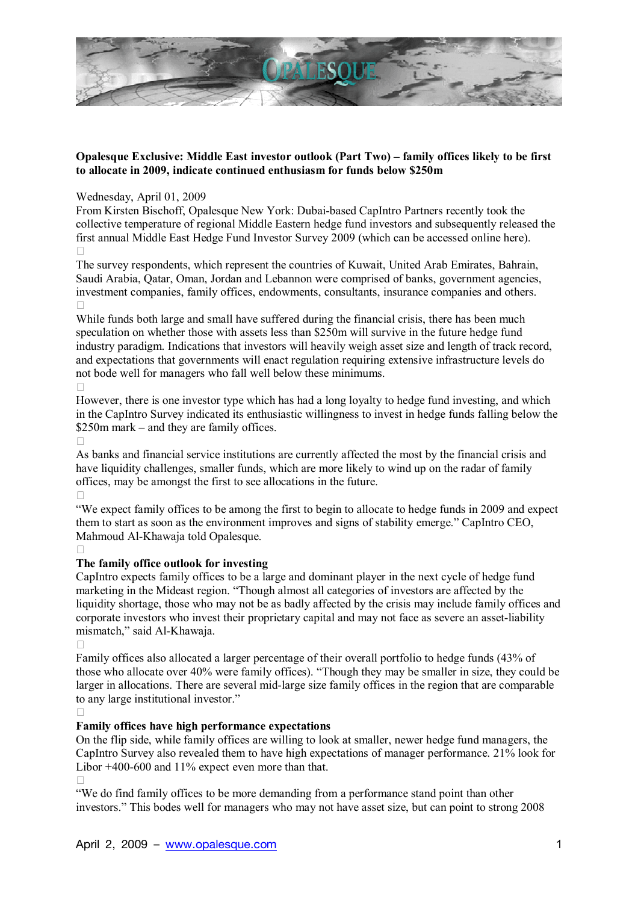**Opalesque Exclusive: Middle East investor outlook (Part Two) – family offices likely to be first to allocate in 2009, indicate continued enthusiasm for funds below $250m**

Wednesday, April 01, 2009

From Kirsten Bischoff, Opalesque New York: Dubai-based CapIntro Partners recently took the collective temperature of regional Middle Eastern hedge fund investors and subsequently released the first annual Middle East Hedge Fund Investor Survey 2009 (which can be accessed online here).

The survey respondents, which represent the countries of Kuwait, United Arab Emirates, Bahrain, Saudi Arabia, Qatar, Oman, Jordan and Lebannon were comprised of banks, government agencies, investment companies, family offices, endowments, consultants, insurance companies and others.

While funds both large and small have suffered during the financial crisis, there has been much speculation on whether those with assets less than $250m will survive in the future hedge fund industry paradigm. Indications that investors will heavily weigh asset size and length of track record, and expectations that governments will enact regulation requiring extensive infrastructure levels do not bode well for managers who fall well below these minimums.

However, there is one investor type which has had a long loyalty to hedge fund investing, and which in the CapIntro Survey indicated its enthusiastic willingness to invest in hedge funds falling below the $250m mark – and they are family offices.

As banks and financial service institutions are currently affected the most by the financial crisis and have liquidity challenges, smaller funds, which are more likely to wind up on the radar of family offices, may be amongst the first to see allocations in the future.

"We expect family offices to be among the first to begin to allocate to hedge funds in 2009 and expect them to start as soon as the environment improves and signs of stability emerge." CapIntro CEO, Mahmoud Al-Khawaja told Opalesque.

**The family office outlook for investing**

CapIntro expects family offices to be a large and dominant player in the next cycle of hedge fund marketing in the Mideast region. "Though almost all categories of investors are affected by the liquidity shortage, those who may not be as badly affected by the crisis may include family offices and corporate investors who invest their proprietary capital and may not face as severe an asset-liability mismatch," said Al-Khawaja.

Family offices also allocated a larger percentage of their overall portfolio to hedge funds (43% of those who allocate over 40% were family offices). "Though they may be smaller in size, they could be larger in allocations. There are several mid-large size family offices in the region that are comparable to any large institutional investor."

**Family offices have high performance expectations**

On the flip side, while family offices are willing to look at smaller, newer hedge fund managers, the CapIntro Survey also revealed them to have high expectations of manager performance. 21% look for Libor +400-600 and 11% expect even more than that.

"We do find family offices to be more demanding from a performance stand point than other investors." This bodes well for managers who may not have asset size, but can point to strong 2008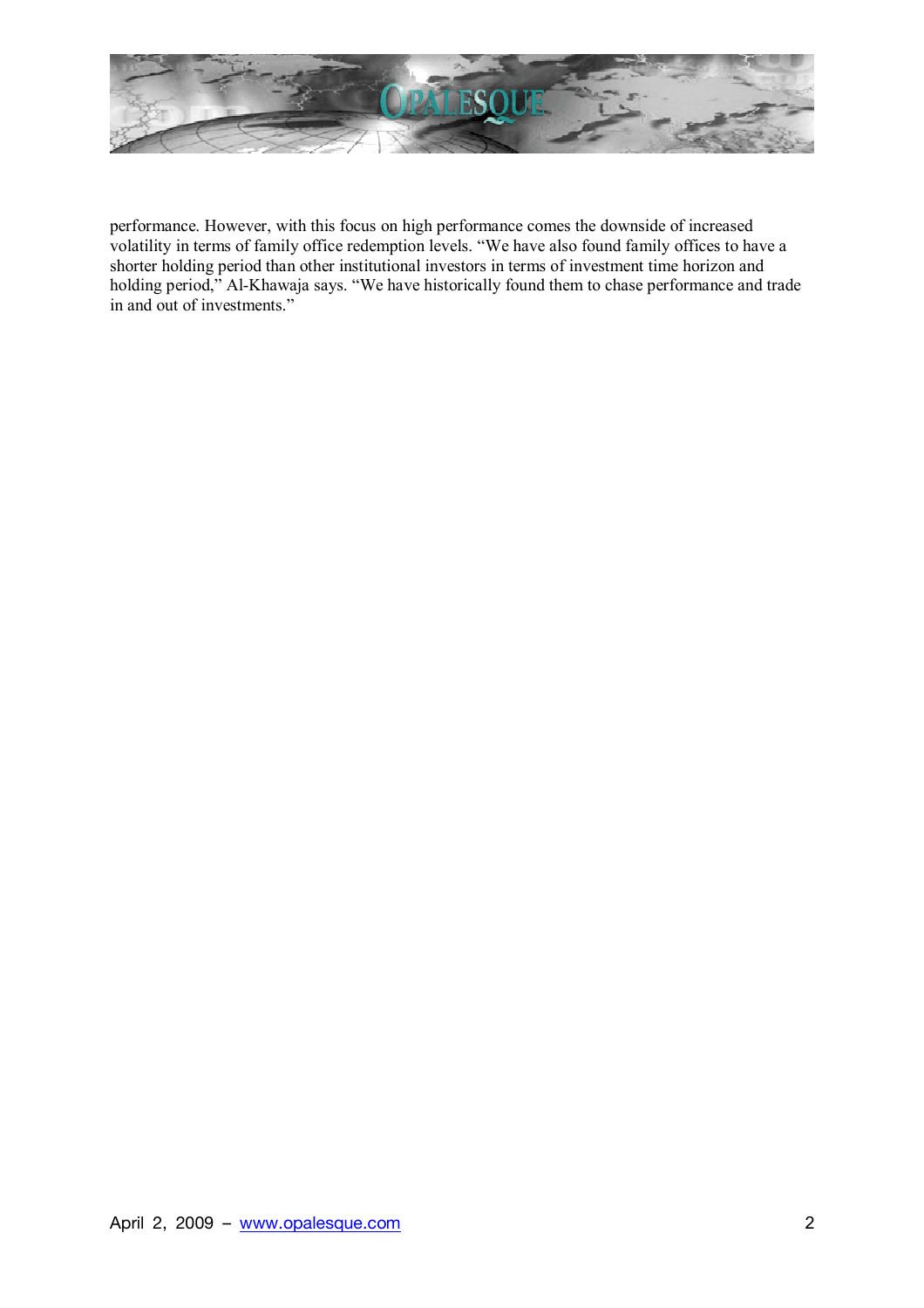performance. However, with this focus on high performance comes the downside of increased volatility in terms of family office redemption levels. "We have also found family offices to have a shorter holding period than other institutional investors in terms of investment time horizon and holding period," Al-Khawaja says. "We have historically found them to chase performance and trade in and out of investments."